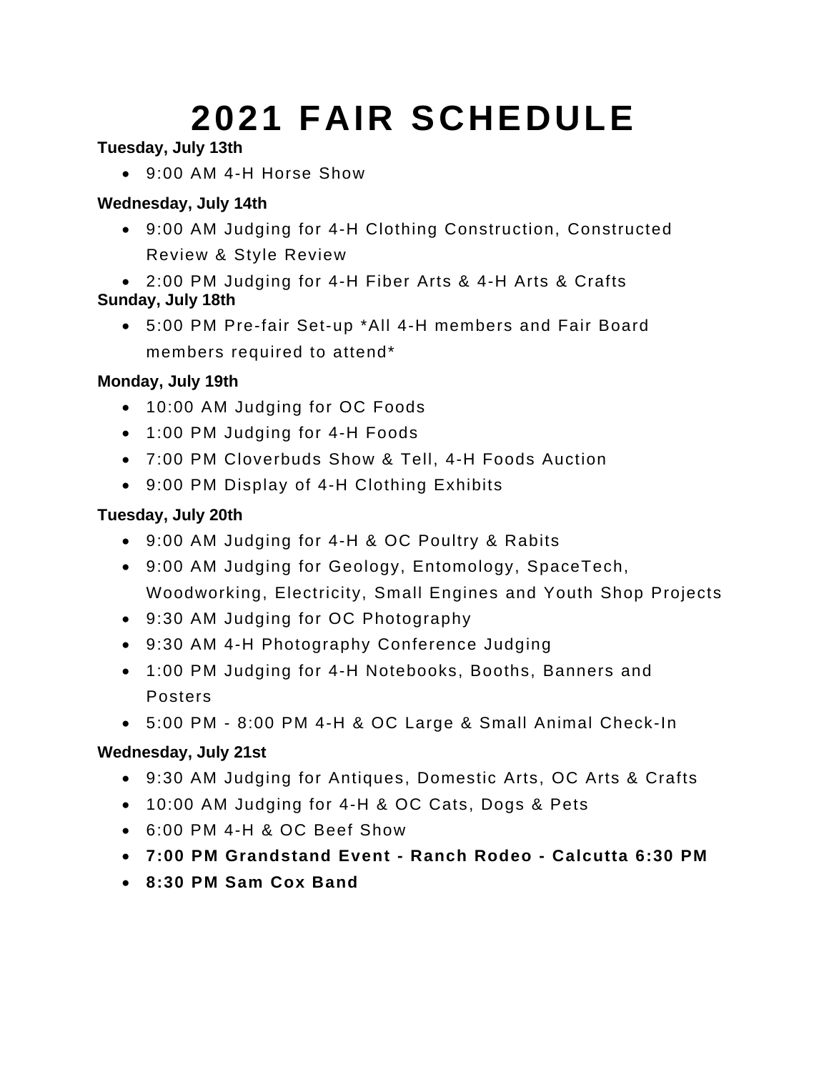# 2021 FAIR SCHEDULE

**Tuesday, July 13th**

- 9:00 AM 4-H Horse Show

**Wednesday, July 14th**

- 9:00 AM Judging for 4-H Clothing Construction, Constructed Review & Style Review
- 2:00 PM Judging for 4-H Fiber Arts & 4-H Arts & Crafts

**Sunday, July 18th**

- 5:00 PM Pre-fair Set-up *All 4-H members and Fair Board members required to attend*

**Monday, July 19th**

- 10:00 AM Judging for OC Foods
- 1:00 PM Judging for 4-H Foods
- 7:00 PM Cloverbuds Show & Tell, 4-H Foods Auction
- 9:00 PM Display of 4-H Clothing Exhibits

**Tuesday, July 20th**

- 9:00 AM Judging for 4-H & OC Poultry & Rabits
- 9:00 AM Judging for Geology, Entomology, SpaceTech, Woodworking, Electricity, Small Engines and Youth Shop Projects
- 9:30 AM Judging for OC Photography
- 9:30 AM 4-H Photography Conference Judging
- 1:00 PM Judging for 4-H Notebooks, Booths, Banners and Posters
- 5:00 PM - 8:00 PM 4-H & OC Large & Small Animal Check-In

**Wednesday, July 21st**

- 9:30 AM Judging for Antiques, Domestic Arts, OC Arts & Crafts
- 10:00 AM Judging for 4-H & OC Cats, Dogs & Pets
- 6:00 PM 4-H & OC Beef Show
- **7:00 PM Grandstand Event - Ranch Rodeo - Calcutta 6:30 PM**
- **8:30 PM Sam Cox Band**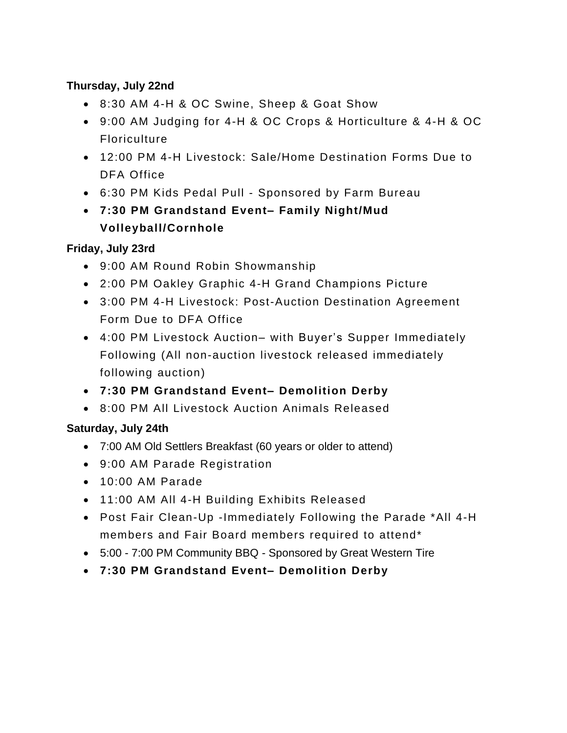**Thursday, July 22nd**

- 8:30 AM 4-H & OC Swine, Sheep & Goat Show
- 9:00 AM Judging for 4-H & OC Crops & Horticulture & 4-H & OC Floriculture
- 12:00 PM 4-H Livestock: Sale/Home Destination Forms Due to DFA Office
- 6:30 PM Kids Pedal Pull - Sponsored by Farm Bureau
- **7:30 PM Grandstand Event– Family Night/Mud Volleyball/Cornhole**

**Friday, July 23rd**

- 9:00 AM Round Robin Showmanship
- 2:00 PM Oakley Graphic 4-H Grand Champions Picture
- 3:00 PM 4-H Livestock: Post-Auction Destination Agreement Form Due to DFA Office
- 4:00 PM Livestock Auction– with Buyer's Supper Immediately Following (All non-auction livestock released immediately following auction)
- **7:30 PM Grandstand Event– Demolition Derby**
- 8:00 PM All Livestock Auction Animals Released

**Saturday, July 24th**

- 7:00 AM Old Settlers Breakfast (60 years or older to attend)
- 9:00 AM Parade Registration
- 10:00 AM Parade
- 11:00 AM All 4-H Building Exhibits Released
- Post Fair Clean-Up -Immediately Following the Parade *All 4-H members and Fair Board members required to attend*
- 5:00 - 7:00 PM Community BBQ - Sponsored by Great Western Tire
- **7:30 PM Grandstand Event– Demolition Derby**